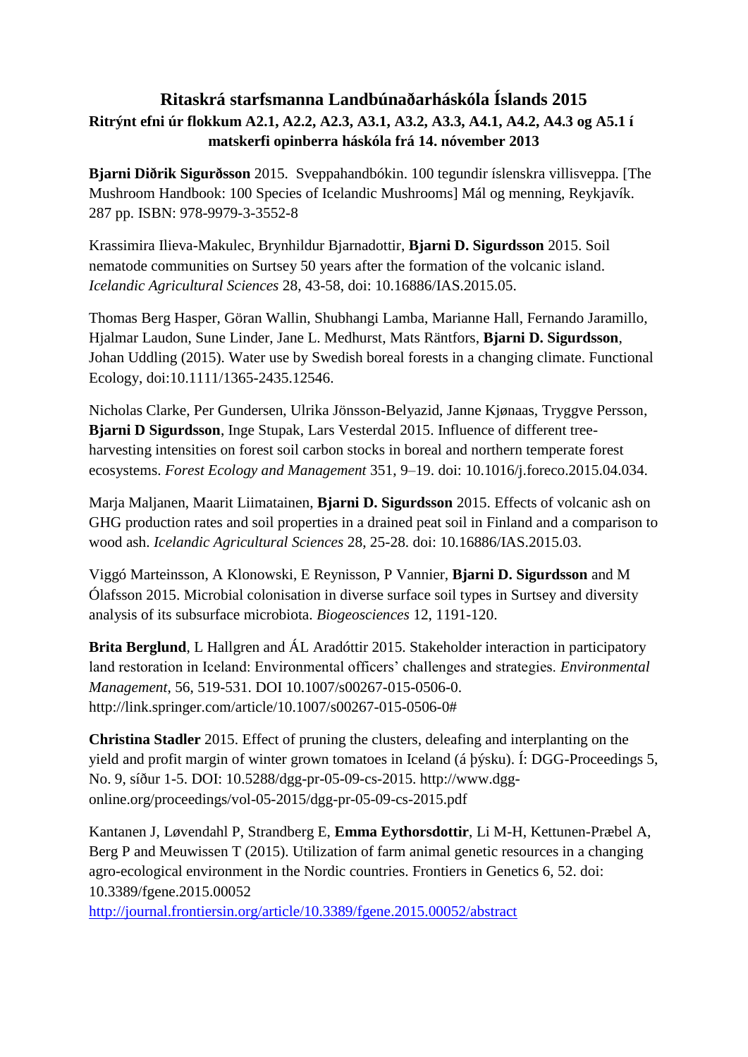# Ritaskrá starfsmanna Landbúnaðarháskóla Íslands 2015

### Ritrýnt efni úr flokkum A2.1, A2.2, A2.3, A3.1, A3.2, A3.3, A4.1, A4.2, A4.3 og A5.1 í matskerfi opinberra háskóla frá 14. nóvember 2013

**Bjarni Diðrik Sigurðsson** 2015. Sveppahandbókin. 100 tegundir íslenskra villisveppa. [The Mushroom Handbook: 100 Species of Icelandic Mushrooms] Mál og menning, Reykjavík. 287 pp. ISBN: 978-9979-3-3552-8

Krassimira Ilieva-Makulec, Brynhildur Bjarnadottir, **Bjarni D. Sigurdsson** 2015. Soil nematode communities on Surtsey 50 years after the formation of the volcanic island. *Icelandic Agricultural Sciences* 28, 43-58, doi: 10.16886/IAS.2015.05.

Thomas Berg Hasper, Göran Wallin, Shubhangi Lamba, Marianne Hall, Fernando Jaramillo, Hjalmar Laudon, Sune Linder, Jane L. Medhurst, Mats Räntfors, **Bjarni D. Sigurdsson**, Johan Uddling (2015). Water use by Swedish boreal forests in a changing climate. Functional Ecology, doi:10.1111/1365-2435.12546.

Nicholas Clarke, Per Gundersen, Ulrika Jönsson-Belyazid, Janne Kjønaas, Tryggve Persson, **Bjarni D Sigurdsson**, Inge Stupak, Lars Vesterdal 2015. Influence of different tree-harvesting intensities on forest soil carbon stocks in boreal and northern temperate forest ecosystems. *Forest Ecology and Management* 351, 9–19. doi: 10.1016/j.foreco.2015.04.034.

Marja Maljanen, Maarit Liimatainen, **Bjarni D. Sigurdsson** 2015. Effects of volcanic ash on GHG production rates and soil properties in a drained peat soil in Finland and a comparison to wood ash. *Icelandic Agricultural Sciences* 28, 25-28. doi: 10.16886/IAS.2015.03.

Viggó Marteinsson, A Klonowski, E Reynisson, P Vannier, **Bjarni D. Sigurdsson** and M Ólafsson 2015. Microbial colonisation in diverse surface soil types in Surtsey and diversity analysis of its subsurface microbiota. *Biogeosciences* 12, 1191-120.

**Brita Berglund**, L Hallgren and ÁL Aradóttir 2015. Stakeholder interaction in participatory land restoration in Iceland: Environmental officers' challenges and strategies. *Environmental Management*, 56, 519-531. DOI 10.1007/s00267-015-0506-0. http://link.springer.com/article/10.1007/s00267-015-0506-0#

**Christina Stadler** 2015. Effect of pruning the clusters, deleafing and interplanting on the yield and profit margin of winter grown tomatoes in Iceland (á þýsku). Í: DGG-Proceedings 5, No. 9, síður 1-5. DOI: 10.5288/dgg-pr-05-09-cs-2015. http://www.dgg-online.org/proceedings/vol-05-2015/dgg-pr-05-09-cs-2015.pdf

Kantanen J, Løvendahl P, Strandberg E, **Emma Eythorsdottir**, Li M-H, Kettunen-Præbel A, Berg P and Meuwissen T (2015). Utilization of farm animal genetic resources in a changing agro-ecological environment in the Nordic countries. Frontiers in Genetics 6, 52. doi: 10.3389/fgene.2015.00052
http://journal.frontiersin.org/article/10.3389/fgene.2015.00052/abstract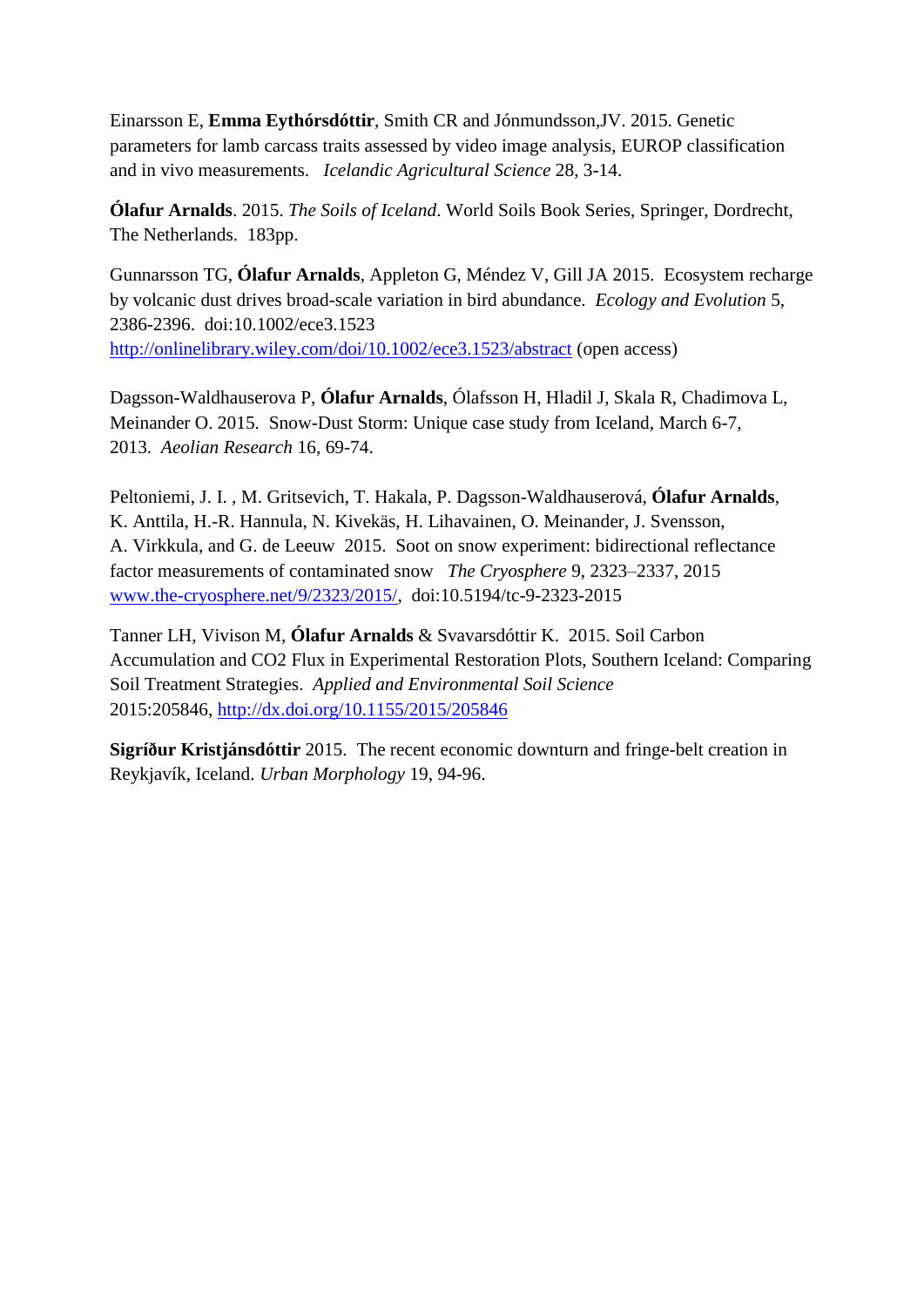Einarsson E, **Emma Eythórsdóttir**, Smith CR and Jónmundsson,JV. 2015. Genetic parameters for lamb carcass traits assessed by video image analysis, EUROP classification and in vivo measurements. *Icelandic Agricultural Science* 28, 3-14.

**Ólafur Arnalds**. 2015. *The Soils of Iceland*. World Soils Book Series, Springer, Dordrecht, The Netherlands. 183pp.

Gunnarsson TG, **Ólafur Arnalds**, Appleton G, Méndez V, Gill JA 2015. Ecosystem recharge by volcanic dust drives broad-scale variation in bird abundance. *Ecology and Evolution* 5, 2386-2396. doi:10.1002/ece3.1523 [http://onlinelibrary.wiley.com/doi/10.1002/ece3.1523/abstract](http://onlinelibrary.wiley.com/doi/10.1002/ece3.1523/abstract) (open access)

Dagsson-Waldhauserova P, **Ólafur Arnalds**, Ólafsson H, Hladil J, Skala R, Chadimova L, Meinander O. 2015. Snow-Dust Storm: Unique case study from Iceland, March 6-7, 2013. *Aeolian Research* 16, 69-74.

Peltoniemi, J. I. , M. Gritsevich, T. Hakala, P. Dagsson-Waldhauserová, **Ólafur Arnalds**, K. Anttila, H.-R. Hannula, N. Kivekäs, H. Lihavainen, O. Meinander, J. Svensson, A. Virkkula, and G. de Leeuw 2015. Soot on snow experiment: bidirectional reflectance factor measurements of contaminated snow *The Cryosphere* 9, 2323–2337, 2015 [www.the-cryosphere.net/9/2323/2015/](www.the-cryosphere.net/9/2323/2015/), doi:10.5194/tc-9-2323-2015

Tanner LH, Vivison M, **Ólafur Arnalds** & Svavarsdóttir K. 2015. Soil Carbon Accumulation and CO2 Flux in Experimental Restoration Plots, Southern Iceland: Comparing Soil Treatment Strategies. *Applied and Environmental Soil Science* 2015:205846, [http://dx.doi.org/10.1155/2015/205846](http://dx.doi.org/10.1155/2015/205846)

**Sigríður Kristjánsdóttir** 2015. The recent economic downturn and fringe-belt creation in Reykjavík, Iceland. *Urban Morphology* 19, 94-96.